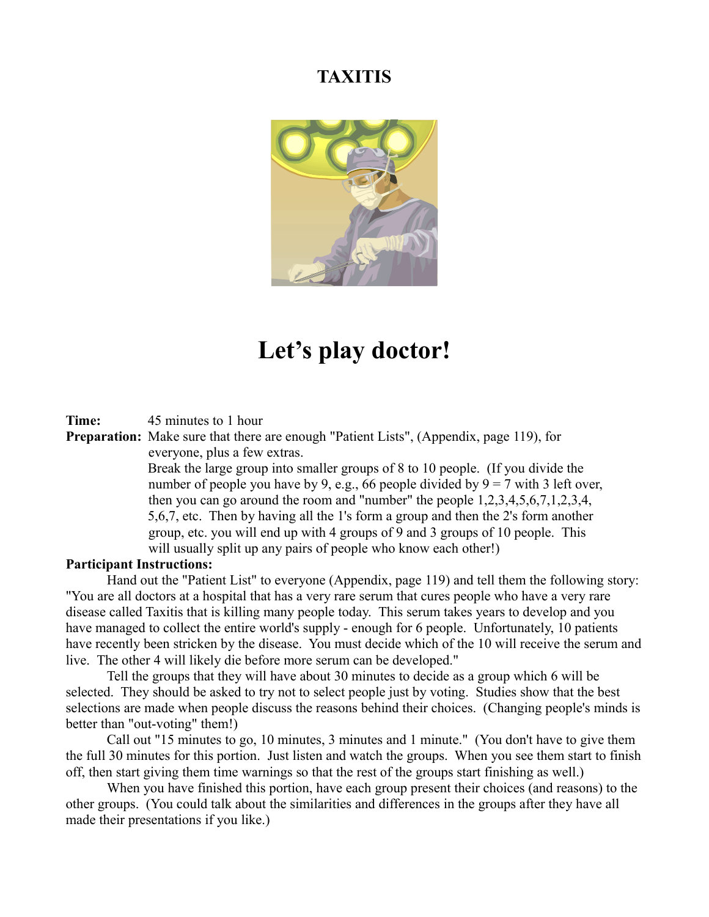# TAXITIS

## Let's play doctor!

**Time:** 45 minutes to 1 hour

**Preparation:** Make sure that there are enough "Patient Lists", (Appendix, page 119), for everyone, plus a few extras.

Break the large group into smaller groups of 8 to 10 people. (If you divide the number of people you have by 9, e.g., 66 people divided by 9 = 7 with 3 left over, then you can go around the room and "number" the people 1,2,3,4,5,6,7,1,2,3,4, 5,6,7, etc. Then by having all the 1's form a group and then the 2's form another group, etc. you will end up with 4 groups of 9 and 3 groups of 10 people. This will usually split up any pairs of people who know each other!)

**Participant Instructions:**

Hand out the "Patient List" to everyone (Appendix, page 119) and tell them the following story: "You are all doctors at a hospital that has a very rare serum that cures people who have a very rare disease called Taxitis that is killing many people today. This serum takes years to develop and you have managed to collect the entire world's supply - enough for 6 people. Unfortunately, 10 patients have recently been stricken by the disease. You must decide which of the 10 will receive the serum and live. The other 4 will likely die before more serum can be developed."

Tell the groups that they will have about 30 minutes to decide as a group which 6 will be selected. They should be asked to try not to select people just by voting. Studies show that the best selections are made when people discuss the reasons behind their choices. (Changing people's minds is better than "out-voting" them!)

Call out "15 minutes to go, 10 minutes, 3 minutes and 1 minute." (You don't have to give them the full 30 minutes for this portion. Just listen and watch the groups. When you see them start to finish off, then start giving them time warnings so that the rest of the groups start finishing as well.)

When you have finished this portion, have each group present their choices (and reasons) to the other groups. (You could talk about the similarities and differences in the groups after they have all made their presentations if you like.)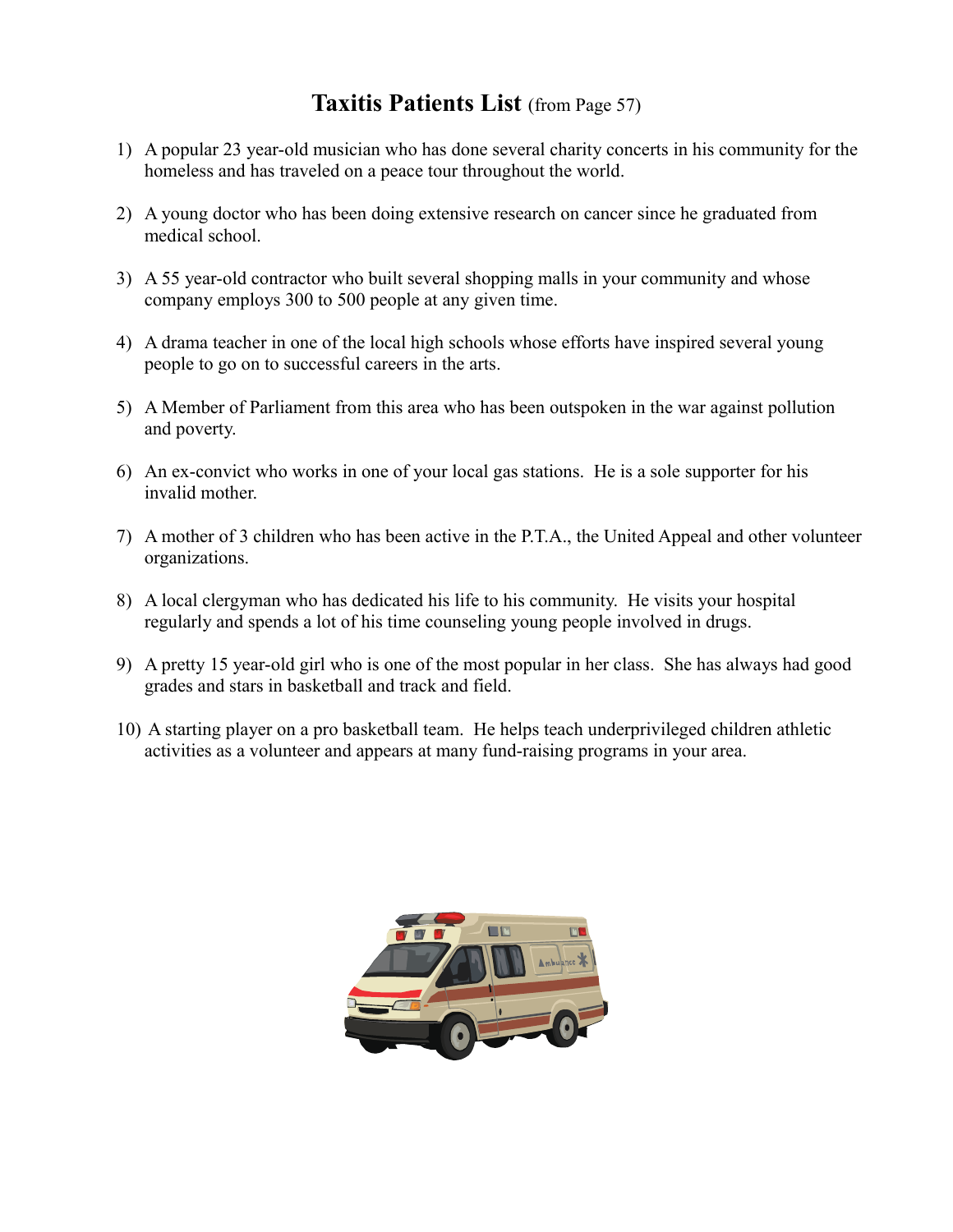# Taxitis Patients List (from Page 57)

1) A popular 23 year-old musician who has done several charity concerts in his community for the homeless and has traveled on a peace tour throughout the world.

2) A young doctor who has been doing extensive research on cancer since he graduated from medical school.

3) A 55 year-old contractor who built several shopping malls in your community and whose company employs 300 to 500 people at any given time.

4) A drama teacher in one of the local high schools whose efforts have inspired several young people to go on to successful careers in the arts.

5) A Member of Parliament from this area who has been outspoken in the war against pollution and poverty.

6) An ex-convict who works in one of your local gas stations. He is a sole supporter for his invalid mother.

7) A mother of 3 children who has been active in the P.T.A., the United Appeal and other volunteer organizations.

8) A local clergyman who has dedicated his life to his community. He visits your hospital regularly and spends a lot of his time counseling young people involved in drugs.

9) A pretty 15 year-old girl who is one of the most popular in her class. She has always had good grades and stars in basketball and track and field.

10) A starting player on a pro basketball team. He helps teach underprivileged children athletic activities as a volunteer and appears at many fund-raising programs in your area.